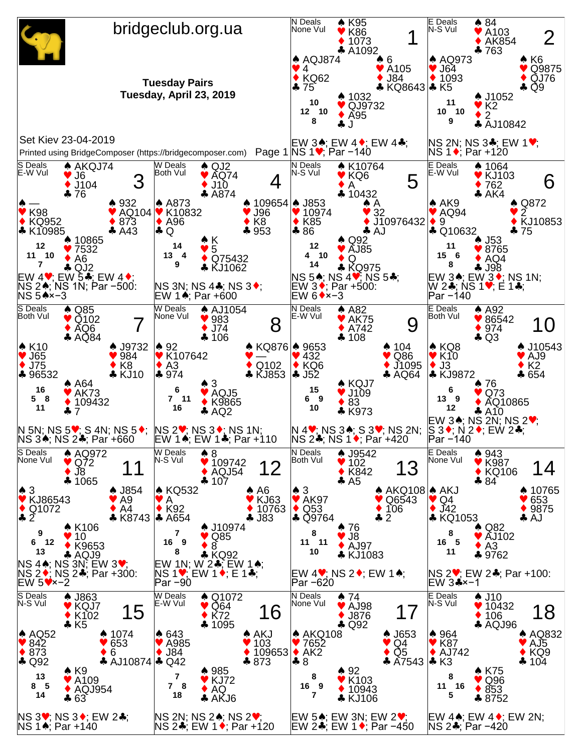# bridgeclub.org.ua

**Tuesday Pairs**
**Tuesday, April 23, 2019**

Set Kiev 23-04-2019

Printed using BridgeComposer (https://bridgecomposer.com)

---

## Board 1
N Deals, None Vul

North: ♠ K95 ♥ K86 ♦ 1073 ♣ A1092
West: ♠ AQJ874 ♥ 4 ♦ KQ62 ♣ 75
East: ♠ 6 ♥ A105 ♦ J84 ♣ KQ8643
South: ♠ 1032 ♥ QJ9732 ♦ A95 ♣ J

HCP: N 10, W 12, E 10, S 8

EW 3♠; EW 4♦; EW 4♣; NS 1♥; Par −140

## Board 2
E Deals, N-S Vul

North: ♠ 84 ♥ A103 ♦ AK854 ♣ 763
West: ♠ AQ973 ♥ J64 ♦ 1093 ♣ K5
East: ♠ K6 ♥ Q9875 ♦ QJ76 ♣ Q9
South: ♠ J1052 ♥ K2 ♦ 2 ♣ AJ10842

HCP: N 11, W 10, E 10, S 9

NS 2N; NS 3♣; EW 1♥; NS 1♦; Par +120

## Board 3
S Deals, E-W Vul

North: ♠ AKQJ74 ♥ J6 ♦ J104 ♣ 76
West: ♠ — ♥ K98 ♦ KQ952 ♣ K10985
East: ♠ 932 ♥ AQ104 ♦ 873 ♣ A43
South: ♠ 10865 ♥ 7532 ♦ A6 ♣ QJ2

HCP: N 12, W 11, E 10, S 7

EW 4♥; EW 5♣; EW 4♦; NS 2♠; NS 1N; Par −500: NS 5♠×−3

## Board 4
W Deals, Both Vul

North: ♠ QJ2 ♥ AQ74 ♦ J10 ♣ A874
West: ♠ A873 ♥ K10832 ♦ A96 ♣ Q
East: ♠ 109654 ♥ J96 ♦ K8 ♣ 953
South: ♠ K ♥ 5 ♦ Q75432 ♣ KJ1062

HCP: N 14, W 13, E 4, S 9

NS 3N; NS 4♣; NS 3♦; EW 1♠; Par +600

## Board 5
N Deals, N-S Vul

North: ♠ K10764 ♥ KQ6 ♦ A ♣ 10432
West: ♠ J853 ♥ 10974 ♦ K85 ♣ 86
East: ♠ A ♥ 32 ♦ J10976432 ♣ AJ
South: ♠ Q92 ♥ AJ85 ♦ Q ♣ KQ975

HCP: N 12, W 4, E 10, S 14

NS 5♠; NS 4♥; NS 5♣; EW 3♦; Par +500: EW 6♦×−3

## Board 6
E Deals, E-W Vul

North: ♠ 1064 ♥ KJ103 ♦ 762 ♣ AK4
West: ♠ AK9 ♥ AQ94 ♦ 9 ♣ Q10632
East: ♠ Q872 ♥ 2 ♦ KJ10853 ♣ 75
South: ♠ J53 ♥ 8765 ♦ AQ4 ♣ J98

HCP: N 11, W 15, E 6, S 8

EW 3♠; EW 3♦; NS 1N; W 2♣; NS 1♥; E 1♣; Par −140

## Board 7
S Deals, Both Vul

North: ♠ Q85 ♥ Q102 ♦ AQ6 ♣ AQ84
West: ♠ K10 ♥ J65 ♦ J75 ♣ 96532
East: ♠ J9732 ♥ 984 ♦ K8 ♣ KJ10
South: ♠ A64 ♥ AK73 ♦ 109432 ♣ 7

HCP: N 16, W 5, E 8, S 11

N 5N; NS 5♥; S 4N; NS 5♦; NS 3♠; NS 2♣; Par +660

## Board 8
W Deals, None Vul

North: ♠ AJ1054 ♥ 983 ♦ J74 ♣ 106
West: ♠ 92 ♥ K107642 ♦ A3 ♣ 974
East: ♠ KQ876 ♥ — ♦ Q102 ♣ KJ853
South: ♠ 3 ♥ AQJ5 ♦ K9865 ♣ AQ2

HCP: N 6, W 7, E 11, S 16

NS 2♥; NS 3♦; NS 1N; EW 1♠; EW 1♣; Par +110

## Board 9
N Deals, E-W Vul

North: ♠ A82 ♥ AK75 ♦ A742 ♣ 108
West: ♠ 9653 ♥ 432 ♦ KQ6 ♣ J52
East: ♠ 104 ♥ Q86 ♦ J1095 ♣ AQ64
South: ♠ KQJ7 ♥ J109 ♦ 83 ♣ K973

HCP: N 15, W 6, E 9, S 10

N 4♥; NS 3♠; S 3♥; NS 2N; NS 2♣; NS 1♦; Par +420

## Board 10
E Deals, Both Vul

North: ♠ A92 ♥ 86542 ♦ 974 ♣ Q3
West: ♠ KQ8 ♥ K10 ♦ J3 ♣ KJ9872
East: ♠ J10543 ♥ AJ9 ♦ K2 ♣ 654
South: ♠ 76 ♥ Q73 ♦ AQ10865 ♣ A10

HCP: N 6, W 13, E 9, S 12

EW 3♠; NS 2N; NS 2♥; S 3♦; N 2♦; EW 2♣; Par −140

## Board 11
S Deals, None Vul

North: ♠ AQ972 ♥ Q72 ♦ J8 ♣ 1065
West: ♠ 3 ♥ KJ86543 ♦ Q1072 ♣ 2
East: ♠ J854 ♥ A9 ♦ A4 ♣ K8743
South: ♠ K106 ♥ 10 ♦ K9653 ♣ AQJ9

HCP: N 9, W 6, E 12, S 13

NS 4♠; NS 3N; EW 3♥; NS 2♦; NS 2♣; Par +300: EW 5♥×−2

## Board 12
W Deals, N-S Vul

North: ♠ 8 ♥ 109742 ♦ AQJ54 ♣ 107
West: ♠ KQ532 ♥ A ♦ K92 ♣ A654
East: ♠ A6 ♥ KJ63 ♦ 10763 ♣ J83
South: ♠ J10974 ♥ Q85 ♦ 8 ♣ KQ92

HCP: N 7, W 16, E 9, S 8

EW 1N; W 2♣; EW 1♠; NS 1♥; EW 1♦; E 1♣; Par −90

## Board 13
N Deals, Both Vul

North: ♠ J9542 ♥ 102 ♦ K842 ♣ A5
West: ♠ 3 ♥ AK97 ♦ Q53 ♣ Q9764
East: ♠ AKQ108 ♥ Q6543 ♦ 106 ♣ 2
South: ♠ 76 ♥ J8 ♦ AJ97 ♣ KJ1083

HCP: N 8, W 11, E 11, S 10

EW 4♥; NS 2♦; EW 1♠; Par −620

## Board 14
E Deals, None Vul

North: ♠ 943 ♥ K987 ♦ KQ106 ♣ 84
West: ♠ AKJ ♥ Q4 ♦ J42 ♣ KQ1053
East: ♠ 10765 ♥ 653 ♦ 9875 ♣ AJ
South: ♠ Q82 ♥ AJ102 ♦ A3 ♣ 9762

HCP: N 8, W 16, E 5, S 11

NS 2♥; EW 2♣; Par +100: EW 3♣×−1

## Board 15
S Deals, N-S Vul

North: ♠ J863 ♥ KQJ7 ♦ K102 ♣ K5
West: ♠ AQ52 ♥ 842 ♦ 873 ♣ Q92
East: ♠ 1074 ♥ 653 ♦ 6 ♣ AJ10874
South: ♠ K9 ♥ A109 ♦ AQJ954 ♣ 63

HCP: N 13, W 8, E 5, S 14

NS 3♥; NS 3♦; EW 2♣; NS 1♠; Par +140

## Board 16
W Deals, E-W Vul

North: ♠ Q1072 ♥ Q64 ♦ K72 ♣ 1095
West: ♠ 643 ♥ A985 ♦ J84 ♣ Q42
East: ♠ AKJ ♥ 103 ♦ 109653 ♣ 873
South: ♠ 985 ♥ KJ72 ♦ AQ ♣ AKJ6

HCP: N 7, W 7, E 8, S 18

NS 2N; NS 2♠; NS 2♥; NS 2♣; EW 1♦; Par +120

## Board 17
N Deals, None Vul

North: ♠ 74 ♥ AJ98 ♦ J876 ♣ Q92
West: ♠ AKQ108 ♥ 7652 ♦ AK2 ♣ 8
East: ♠ J653 ♥ Q4 ♦ Q5 ♣ A7543
South: ♠ 92 ♥ K103 ♦ 10943 ♣ KJ106

HCP: N 8, W 16, E 9, S 7

EW 5♠; EW 3N; EW 2♥; EW 2♣; EW 1♦; Par −450

## Board 18
E Deals, N-S Vul

North: ♠ J10 ♥ 10432 ♦ 106 ♣ AQJ96
West: ♠ 964 ♥ K87 ♦ AJ742 ♣ K3
East: ♠ AQ832 ♥ AJ5 ♦ KQ9 ♣ 104
South: ♠ K75 ♥ Q96 ♦ 853 ♣ 8752

HCP: N 8, W 11, E 16, S 5

EW 4♠; EW 4♦; EW 2N; NS 2♣; Par −420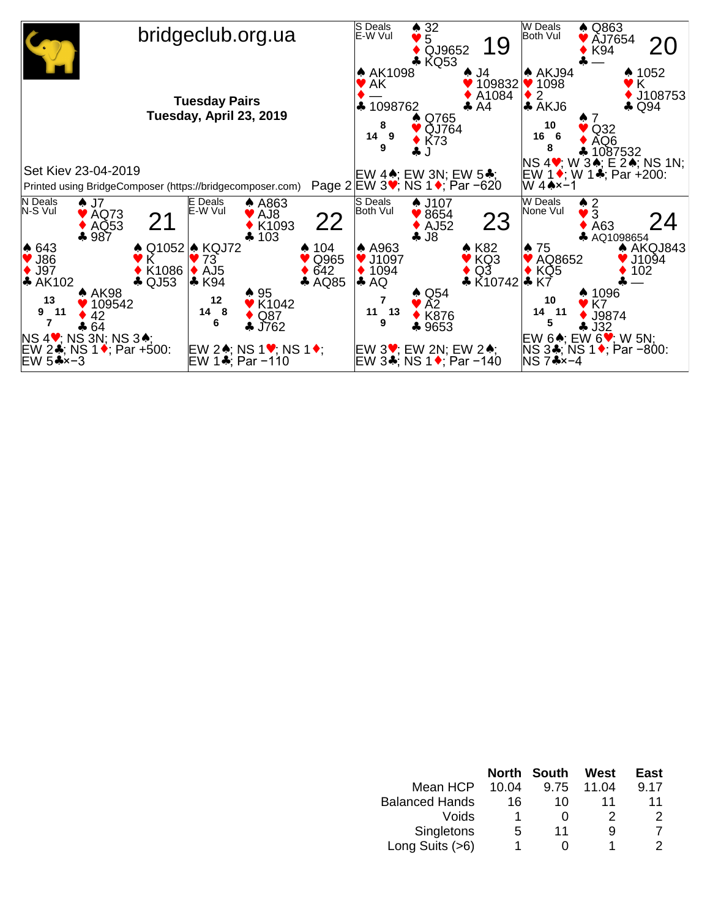# bridgeclub.org.ua

**Tuesday Pairs**
**Tuesday, April 23, 2019**

Set Kiev 23-04-2019

Printed using BridgeComposer (https://bridgecomposer.com)

### Board 19
S Deals, E-W Vul

North: ♠ 32 ♥ 5 ♦ QJ9652 ♣ KQ53

West: ♠ AK1098 ♥ AK ♦ — ♣ 1098762

East: ♠ J4 ♥ 109832 ♦ A1084 ♣ A4

South: ♠ Q765 ♥ QJ764 ♦ K73 ♣ J

HCP: N 8, E 9, S 9, W 14

EW 4♠; EW 3N; EW 5♣; EW 3♥; NS 1♦; Par −620

### Board 20
W Deals, Both Vul

North: ♠ Q863 ♥ AJ7654 ♦ K94 ♣ —

West: ♠ AKJ94 ♥ 1098 ♦ 2 ♣ AKJ6

East: ♠ 1052 ♥ K ♦ J108753 ♣ Q94

South: ♠ 7 ♥ Q32 ♦ AQ6 ♣ 1087532

HCP: N 10, E 6, S 8, W 16

NS 4♥; W 3♠; E 2♠; NS 1N; EW 1♦; W 1♣; Par +200: W 4♠×−1

### Board 21
N Deals, N-S Vul

North: ♠ J7 ♥ AQ73 ♦ AQ53 ♣ 987

West: ♠ 643 ♥ J86 ♦ J97 ♣ AK102

East: ♠ Q1052 ♥ K ♦ K1086 ♣ QJ53

South: ♠ AK98 ♥ 109542 ♦ 42 ♣ 64

HCP: N 13, E 11, S 7, W 9

NS 4♥; NS 3N; NS 3♠; EW 2♣; NS 1♦; Par +500: EW 5♣×−3

### Board 22
E Deals, E-W Vul

North: ♠ A863 ♥ AJ8 ♦ K1093 ♣ 103

West: ♠ KQJ72 ♥ 73 ♦ AJ5 ♣ K94

East: ♠ 104 ♥ Q965 ♦ 642 ♣ AQ85

South: ♠ 95 ♥ K1042 ♦ Q87 ♣ J762

HCP: N 12, E 8, S 6, W 14

EW 2♠; NS 1♥; NS 1♦; EW 1♣; Par −110

### Board 23
S Deals, Both Vul

North: ♠ J107 ♥ 8654 ♦ AJ52 ♣ J8

West: ♠ A963 ♥ J1097 ♦ 1094 ♣ AQ

East: ♠ K82 ♥ KQ3 ♦ Q3 ♣ K10742

South: ♠ Q54 ♥ A2 ♦ K876 ♣ 9653

HCP: N 7, E 13, S 9, W 11

EW 3♥; EW 2N; EW 2♠; EW 3♣; NS 1♦; Par −140

### Board 24
W Deals, None Vul

North: ♠ 2 ♥ 3 ♦ A63 ♣ AQ1098654

West: ♠ 75 ♥ AQ8652 ♦ KQ5 ♣ K7

East: ♠ AKQJ843 ♥ J1094 ♦ 102 ♣ —

South: ♠ 1096 ♥ K7 ♦ J9874 ♣ J32

HCP: N 10, E 11, S 5, W 14

EW 6♠; EW 6♥; W 5N; NS 3♣; NS 1♦; Par −800: NS 7♣×−4

| | North | South | West | East |
|---|---|---|---|---|
| Mean HCP | 10.04 | 9.75 | 11.04 | 9.17 |
| Balanced Hands | 16 | 10 | 11 | 11 |
| Voids | 1 | 0 | 2 | 2 |
| Singletons | 5 | 11 | 9 | 7 |
| Long Suits (>6) | 1 | 0 | 1 | 2 |